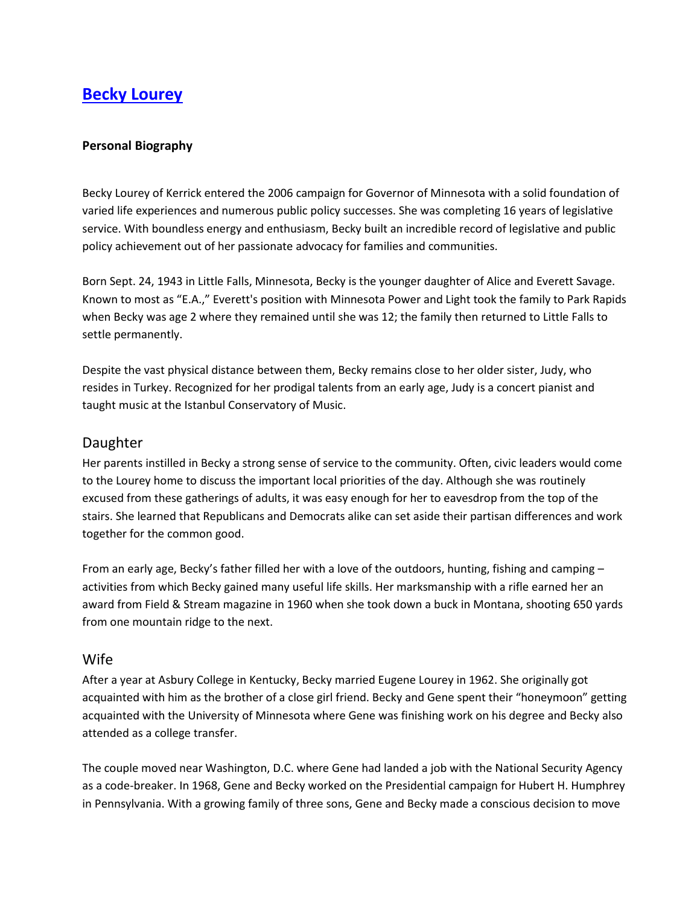# [Becky Lourey]

**Personal Biography**

Becky Lourey of Kerrick entered the 2006 campaign for Governor of Minnesota with a solid foundation of varied life experiences and numerous public policy successes. She was completing 16 years of legislative service. With boundless energy and enthusiasm, Becky built an incredible record of legislative and public policy achievement out of her passionate advocacy for families and communities.

Born Sept. 24, 1943 in Little Falls, Minnesota, Becky is the younger daughter of Alice and Everett Savage. Known to most as "E.A.," Everett's position with Minnesota Power and Light took the family to Park Rapids when Becky was age 2 where they remained until she was 12; the family then returned to Little Falls to settle permanently.

Despite the vast physical distance between them, Becky remains close to her older sister, Judy, who resides in Turkey. Recognized for her prodigal talents from an early age, Judy is a concert pianist and taught music at the Istanbul Conservatory of Music.

## Daughter

Her parents instilled in Becky a strong sense of service to the community. Often, civic leaders would come to the Lourey home to discuss the important local priorities of the day. Although she was routinely excused from these gatherings of adults, it was easy enough for her to eavesdrop from the top of the stairs. She learned that Republicans and Democrats alike can set aside their partisan differences and work together for the common good.

From an early age, Becky's father filled her with a love of the outdoors, hunting, fishing and camping – activities from which Becky gained many useful life skills. Her marksmanship with a rifle earned her an award from Field & Stream magazine in 1960 when she took down a buck in Montana, shooting 650 yards from one mountain ridge to the next.

## Wife

After a year at Asbury College in Kentucky, Becky married Eugene Lourey in 1962. She originally got acquainted with him as the brother of a close girl friend. Becky and Gene spent their "honeymoon" getting acquainted with the University of Minnesota where Gene was finishing work on his degree and Becky also attended as a college transfer.

The couple moved near Washington, D.C. where Gene had landed a job with the National Security Agency as a code-breaker. In 1968, Gene and Becky worked on the Presidential campaign for Hubert H. Humphrey in Pennsylvania. With a growing family of three sons, Gene and Becky made a conscious decision to move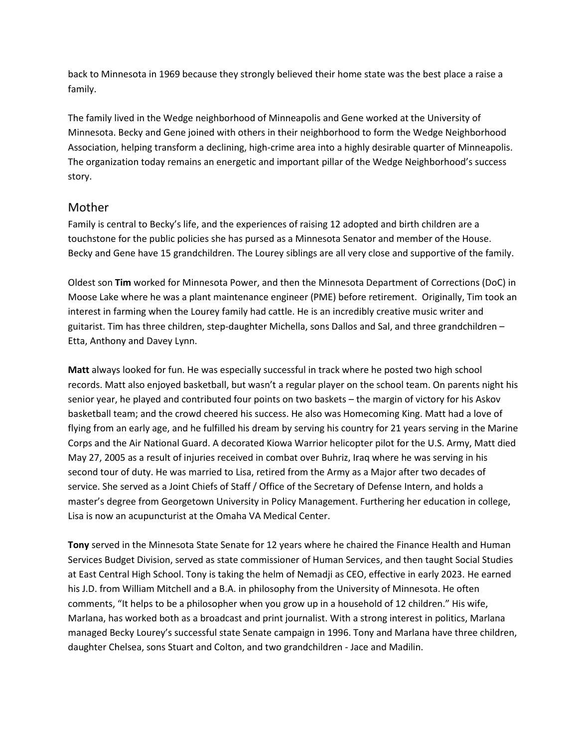back to Minnesota in 1969 because they strongly believed their home state was the best place a raise a family.

The family lived in the Wedge neighborhood of Minneapolis and Gene worked at the University of Minnesota. Becky and Gene joined with others in their neighborhood to form the Wedge Neighborhood Association, helping transform a declining, high-crime area into a highly desirable quarter of Minneapolis. The organization today remains an energetic and important pillar of the Wedge Neighborhood's success story.

## Mother

Family is central to Becky's life, and the experiences of raising 12 adopted and birth children are a touchstone for the public policies she has pursed as a Minnesota Senator and member of the House. Becky and Gene have 15 grandchildren. The Lourey siblings are all very close and supportive of the family.

Oldest son **Tim** worked for Minnesota Power, and then the Minnesota Department of Corrections (DoC) in Moose Lake where he was a plant maintenance engineer (PME) before retirement. Originally, Tim took an interest in farming when the Lourey family had cattle. He is an incredibly creative music writer and guitarist. Tim has three children, step-daughter Michella, sons Dallos and Sal, and three grandchildren – Etta, Anthony and Davey Lynn.

**Matt** always looked for fun. He was especially successful in track where he posted two high school records. Matt also enjoyed basketball, but wasn't a regular player on the school team. On parents night his senior year, he played and contributed four points on two baskets – the margin of victory for his Askov basketball team; and the crowd cheered his success. He also was Homecoming King. Matt had a love of flying from an early age, and he fulfilled his dream by serving his country for 21 years serving in the Marine Corps and the Air National Guard. A decorated Kiowa Warrior helicopter pilot for the U.S. Army, Matt died May 27, 2005 as a result of injuries received in combat over Buhriz, Iraq where he was serving in his second tour of duty. He was married to Lisa, retired from the Army as a Major after two decades of service. She served as a Joint Chiefs of Staff / Office of the Secretary of Defense Intern, and holds a master's degree from Georgetown University in Policy Management. Furthering her education in college, Lisa is now an acupuncturist at the Omaha VA Medical Center.

**Tony** served in the Minnesota State Senate for 12 years where he chaired the Finance Health and Human Services Budget Division, served as state commissioner of Human Services, and then taught Social Studies at East Central High School. Tony is taking the helm of Nemadji as CEO, effective in early 2023. He earned his J.D. from William Mitchell and a B.A. in philosophy from the University of Minnesota. He often comments, "It helps to be a philosopher when you grow up in a household of 12 children." His wife, Marlana, has worked both as a broadcast and print journalist. With a strong interest in politics, Marlana managed Becky Lourey's successful state Senate campaign in 1996. Tony and Marlana have three children, daughter Chelsea, sons Stuart and Colton, and two grandchildren - Jace and Madilin.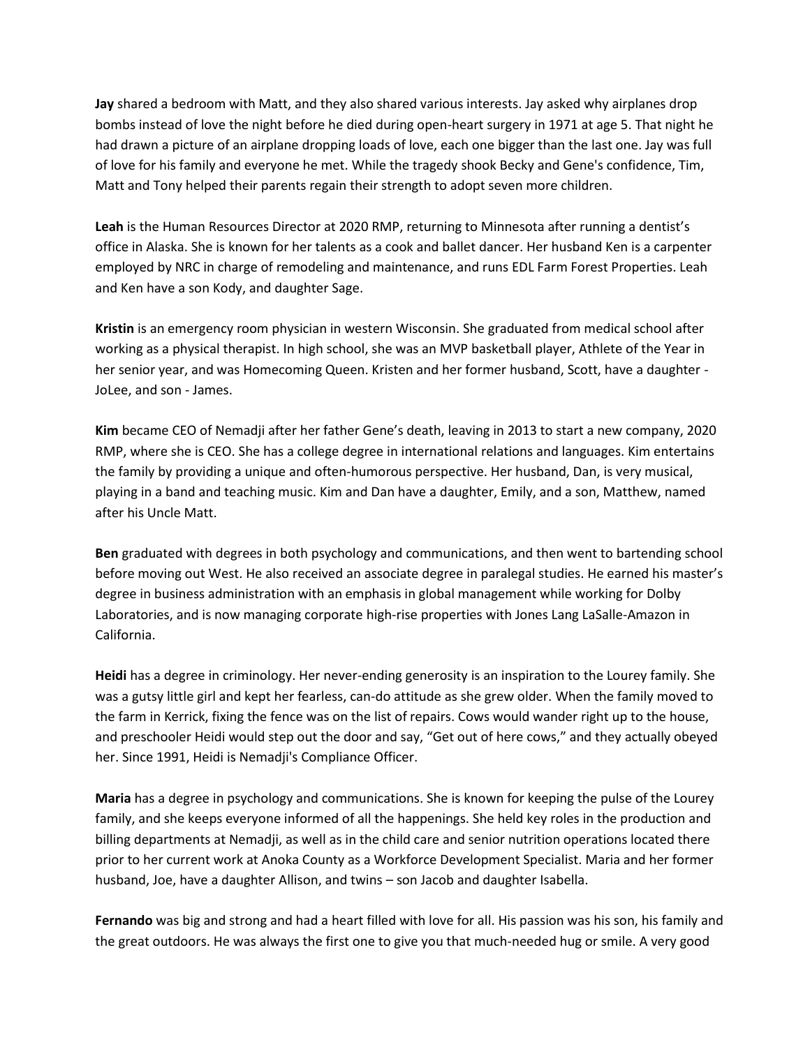**Jay** shared a bedroom with Matt, and they also shared various interests. Jay asked why airplanes drop bombs instead of love the night before he died during open-heart surgery in 1971 at age 5. That night he had drawn a picture of an airplane dropping loads of love, each one bigger than the last one. Jay was full of love for his family and everyone he met. While the tragedy shook Becky and Gene's confidence, Tim, Matt and Tony helped their parents regain their strength to adopt seven more children.

**Leah** is the Human Resources Director at 2020 RMP, returning to Minnesota after running a dentist's office in Alaska. She is known for her talents as a cook and ballet dancer. Her husband Ken is a carpenter employed by NRC in charge of remodeling and maintenance, and runs EDL Farm Forest Properties. Leah and Ken have a son Kody, and daughter Sage.

**Kristin** is an emergency room physician in western Wisconsin. She graduated from medical school after working as a physical therapist. In high school, she was an MVP basketball player, Athlete of the Year in her senior year, and was Homecoming Queen. Kristen and her former husband, Scott, have a daughter - JoLee, and son - James.

**Kim** became CEO of Nemadji after her father Gene's death, leaving in 2013 to start a new company, 2020 RMP, where she is CEO. She has a college degree in international relations and languages. Kim entertains the family by providing a unique and often-humorous perspective. Her husband, Dan, is very musical, playing in a band and teaching music. Kim and Dan have a daughter, Emily, and a son, Matthew, named after his Uncle Matt.

**Ben** graduated with degrees in both psychology and communications, and then went to bartending school before moving out West. He also received an associate degree in paralegal studies. He earned his master's degree in business administration with an emphasis in global management while working for Dolby Laboratories, and is now managing corporate high-rise properties with Jones Lang LaSalle-Amazon in California.

**Heidi** has a degree in criminology. Her never-ending generosity is an inspiration to the Lourey family. She was a gutsy little girl and kept her fearless, can-do attitude as she grew older. When the family moved to the farm in Kerrick, fixing the fence was on the list of repairs. Cows would wander right up to the house, and preschooler Heidi would step out the door and say, "Get out of here cows," and they actually obeyed her. Since 1991, Heidi is Nemadji's Compliance Officer.

**Maria** has a degree in psychology and communications. She is known for keeping the pulse of the Lourey family, and she keeps everyone informed of all the happenings. She held key roles in the production and billing departments at Nemadji, as well as in the child care and senior nutrition operations located there prior to her current work at Anoka County as a Workforce Development Specialist. Maria and her former husband, Joe, have a daughter Allison, and twins – son Jacob and daughter Isabella.

**Fernando** was big and strong and had a heart filled with love for all. His passion was his son, his family and the great outdoors. He was always the first one to give you that much-needed hug or smile. A very good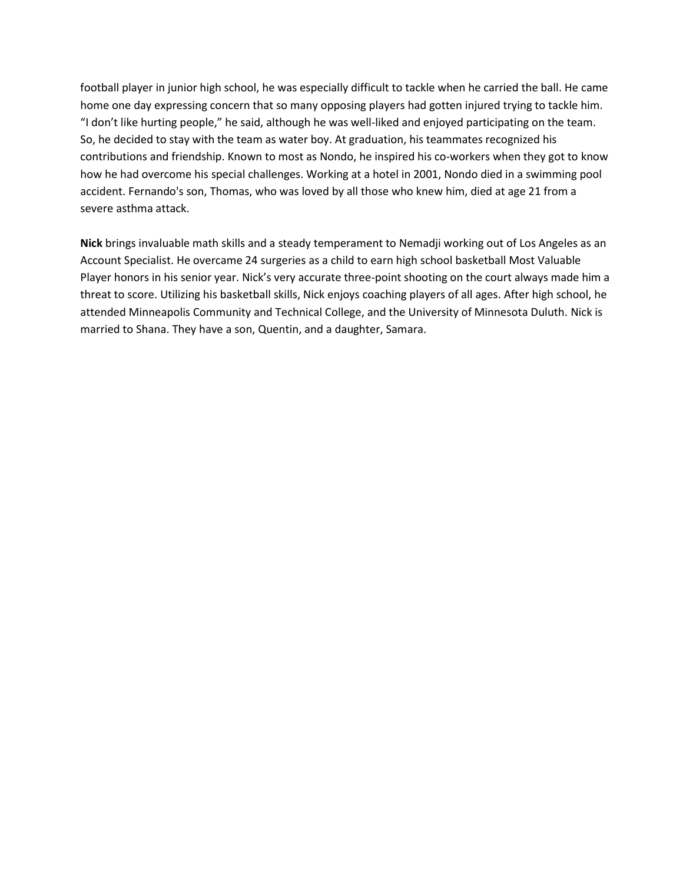football player in junior high school, he was especially difficult to tackle when he carried the ball. He came home one day expressing concern that so many opposing players had gotten injured trying to tackle him. “I don’t like hurting people,” he said, although he was well-liked and enjoyed participating on the team. So, he decided to stay with the team as water boy. At graduation, his teammates recognized his contributions and friendship. Known to most as Nondo, he inspired his co-workers when they got to know how he had overcome his special challenges. Working at a hotel in 2001, Nondo died in a swimming pool accident. Fernando's son, Thomas, who was loved by all those who knew him, died at age 21 from a severe asthma attack.

**Nick** brings invaluable math skills and a steady temperament to Nemadji working out of Los Angeles as an Account Specialist. He overcame 24 surgeries as a child to earn high school basketball Most Valuable Player honors in his senior year. Nick’s very accurate three-point shooting on the court always made him a threat to score. Utilizing his basketball skills, Nick enjoys coaching players of all ages. After high school, he attended Minneapolis Community and Technical College, and the University of Minnesota Duluth. Nick is married to Shana. They have a son, Quentin, and a daughter, Samara.